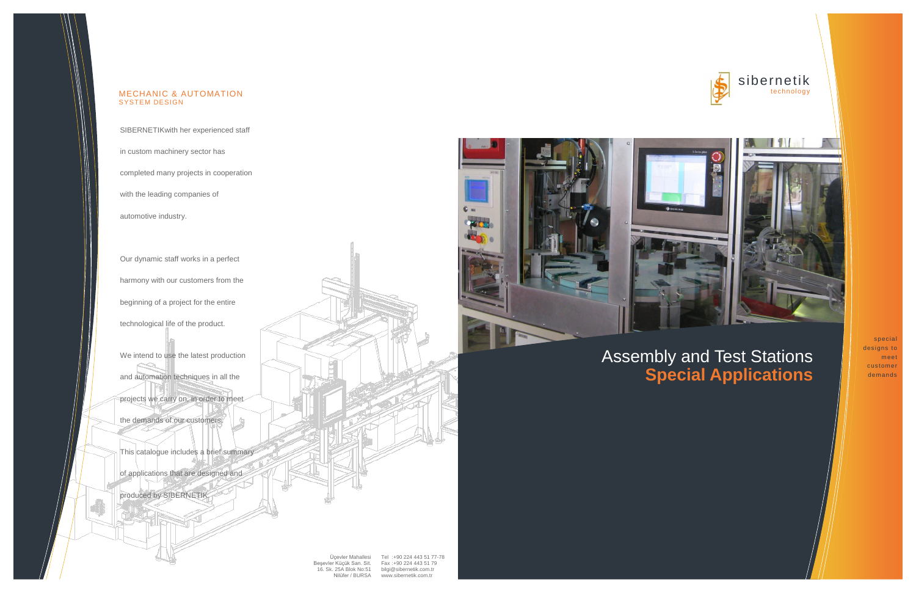## MECHANIC & AUTOMATION
### SYSTEM DESIGN

SIBERNETIKwith her experienced staff in custom machinery sector has completed many projects in cooperation with the leading companies of automotive industry.

Our dynamic staff works in a perfect harmony with our customers from the beginning of a project for the entire technological life of the product.

We intend to use the latest production and automation techniques in all the projects we carry on, in order to meet the demands of our customers.

This catalogue includes a brief summary of applications that are designed and produced by SIBERNETIK.

Üçevler Mahallesi
Beşevler Küçük San. Sit.
16. Sk. 25A Blok No:51
Nilüfer / BURSA

Tel :+90 224 443 51 77-78
Fax :+90 224 443 51 79
bilgi@sibernetik.com.tr
www.sibernetik.com.tr

sibernetik
technology

# Assembly and Test Stations
# **Special Applications**

special designs to meet customer demands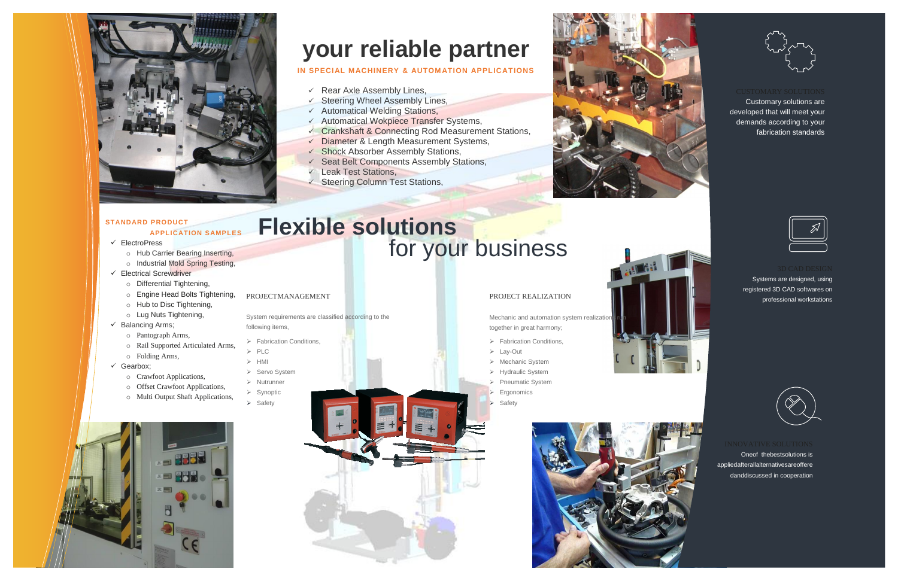# your reliable partner

**IN SPECIAL MACHINERY & AUTOMATION APPLICATIONS**

- ✓ Rear Axle Assembly Lines,
- ✓ Steering Wheel Assembly Lines,
- ✓ Automatical Welding Stations,
- ✓ Automatical Wokpiece Transfer Systems,
- ✓ Crankshaft & Connecting Rod Measurement Stations,
- ✓ Diameter & Length Measurement Systems,
- ✓ Shock Absorber Assembly Stations,
- ✓ Seat Belt Components Assembly Stations,
- ✓ Leak Test Stations,
- ✓ Steering Column Test Stations,

CUSTOMARY SOLUTIONS

Customary solutions are developed that will meet your demands according to your fabrication standards

**STANDARD PRODUCT APPLICATION SAMPLES**

- ✓ ElectroPress
  - Hub Carrier Bearing Inserting,
  - Industrial Mold Spring Testing,
- ✓ Electrical Screwdriver
  - Differential Tightening,
  - Engine Head Bolts Tightening,
  - Hub to Disc Tightening,
  - Lug Nuts Tightening,
- ✓ Balancing Arms;
  - Pantograph Arms,
  - Rail Supported Articulated Arms,
  - Folding Arms,
- ✓ Gearbox;
  - Crawfoot Applications,
  - Offset Crawfoot Applications,
  - Multi Output Shaft Applications,

# Flexible solutions for your business

PROJECTMANAGEMENT

System requirements are classified according to the following items,

- ➢ Fabrication Conditions,
- ➢ PLC
- ➢ HMI
- ➢ Servo System
- ➢ Nutrunner
- ➢ Synoptic
- ➢ Safety

PROJECT REALIZATION

Mechanic and automation system realization run together in great harmony;

- ➢ Fabrication Conditions,
- ➢ Lay-Out
- ➢ Mechanic System
- ➢ Hydraulic System
- ➢ Pneumatic System
- ➢ Ergonomics
- ➢ Safety

3D CAD DESIGN

Systems are designed, using registered 3D CAD softwares on professional workstations

INNOVATIVE SOLUTIONS

Oneof thebestsolutions is appliedafterallalternativesareoffere danddiscussed in cooperation